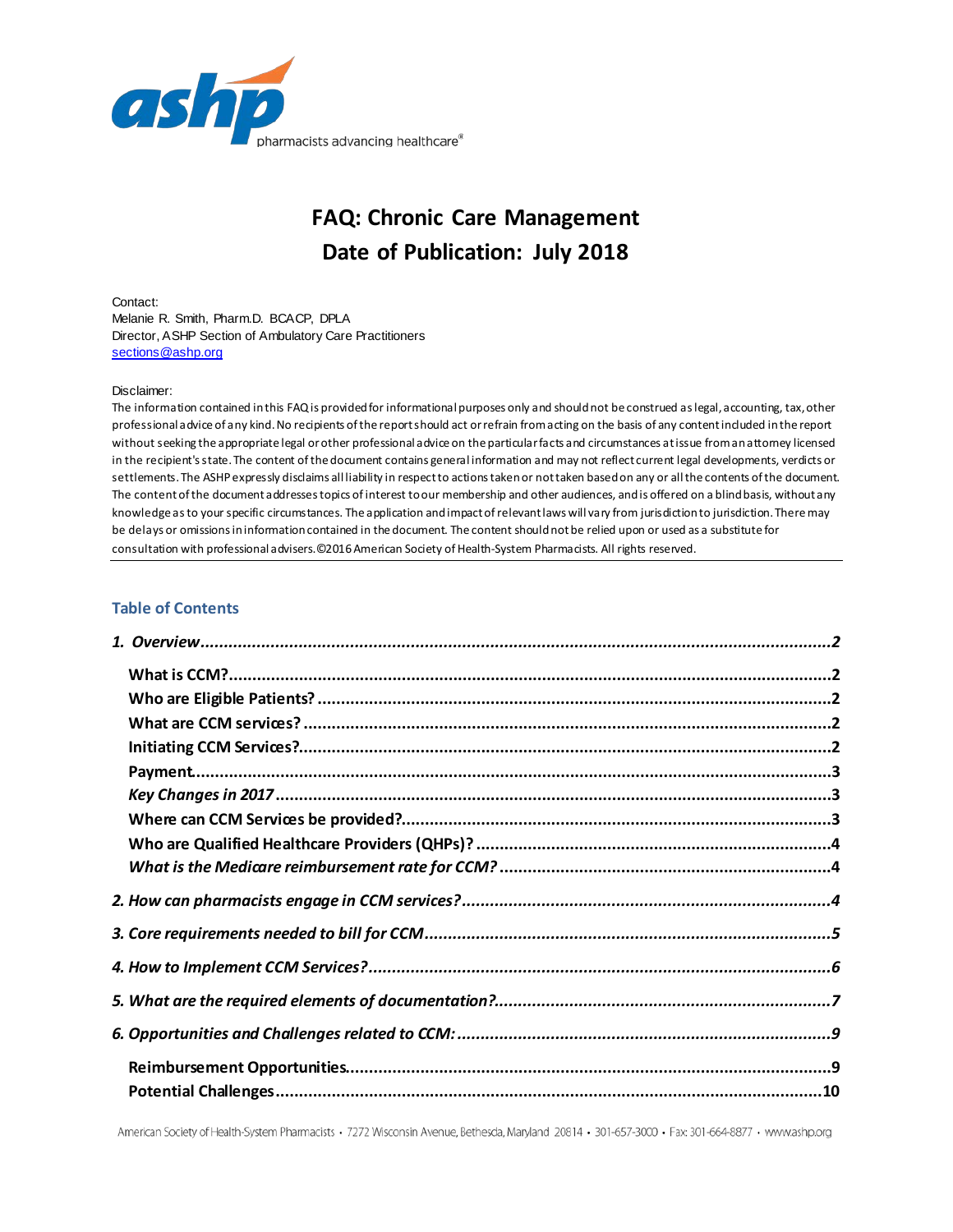# FAQ: Chronic Care Management

## Date of Publication: July 2018

Contact:
Melanie R. Smith, Pharm.D. BCACP, DPLA
Director, ASHP Section of Ambulatory Care Practitioners
sections@ashp.org

Disclaimer:
The information contained in this FAQ is provided for informational purposes only and should not be construed as legal, accounting, tax, other professional advice of any kind. No recipients of the report should act or refrain from acting on the basis of any content included in the report without seeking the appropriate legal or other professional advice on the particular facts and circumstances at issue from an attorney licensed in the recipient's state. The content of the document contains general information and may not reflect current legal developments, verdicts or settlements. The ASHP expressly disclaims all liability in respect to actions taken or not taken based on any or all the contents of the document. The content of the document addresses topics of interest to our membership and other audiences, and is offered on a blind basis, without any knowledge as to your specific circumstances. The application and impact of relevant laws will vary from jurisdiction to jurisdiction. There may be delays or omissions in information contained in the document. The content should not be relied upon or used as a substitute for consultation with professional advisers. ©2016 American Society of Health-System Pharmacists. All rights reserved.

---

## Table of Contents

*1. Overview* ........ 2
- What is CCM? ........ 2
- Who are Eligible Patients? ........ 2
- What are CCM services? ........ 2
- Initiating CCM Services? ........ 2
- Payment ........ 3
- *Key Changes in 2017* ........ 3
- Where can CCM Services be provided? ........ 3
- Who are Qualified Healthcare Providers (QHPs)? ........ 4
- *What is the Medicare reimbursement rate for CCM?* ........ 4

*2. How can pharmacists engage in CCM services?* ........ 4

*3. Core requirements needed to bill for CCM* ........ 5

*4. How to Implement CCM Services?* ........ 6

*5. What are the required elements of documentation?* ........ 7

*6. Opportunities and Challenges related to CCM:* ........ 9
- Reimbursement Opportunities ........ 9
- Potential Challenges ........ 10

American Society of Health-System Pharmacists • 7272 Wisconsin Avenue, Bethesda, Maryland 20814 • 301-657-3000 • Fax: 301-664-8877 • www.ashp.org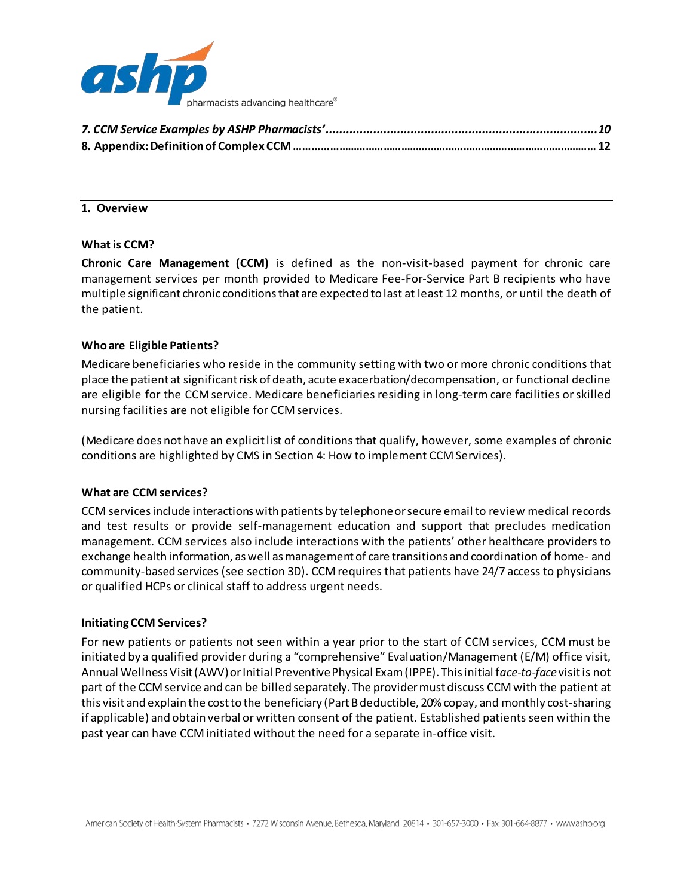**7. CCM Service Examples by ASHP Pharmacists'..................................................................................10**
**8. Appendix: Definition of Complex CCM ..................................................................................... 12**

---

## 1. Overview

### What is CCM?

**Chronic Care Management (CCM)** is defined as the non-visit-based payment for chronic care management services per month provided to Medicare Fee-For-Service Part B recipients who have multiple significant chronic conditions that are expected to last at least 12 months, or until the death of the patient.

### Who are Eligible Patients?

Medicare beneficiaries who reside in the community setting with two or more chronic conditions that place the patient at significant risk of death, acute exacerbation/decompensation, or functional decline are eligible for the CCM service. Medicare beneficiaries residing in long-term care facilities or skilled nursing facilities are not eligible for CCM services.

(Medicare does not have an explicit list of conditions that qualify, however, some examples of chronic conditions are highlighted by CMS in Section 4: How to implement CCM Services).

### What are CCM services?

CCM services include interactions with patients by telephone or secure email to review medical records and test results or provide self-management education and support that precludes medication management. CCM services also include interactions with the patients' other healthcare providers to exchange health information, as well as management of care transitions and coordination of home- and community-based services (see section 3D). CCM requires that patients have 24/7 access to physicians or qualified HCPs or clinical staff to address urgent needs.

### Initiating CCM Services?

For new patients or patients not seen within a year prior to the start of CCM services, CCM must be initiated by a qualified provider during a "comprehensive" Evaluation/Management (E/M) office visit, Annual Wellness Visit (AWV) or Initial Preventive Physical Exam (IPPE). This initial f*ace-to-face* visit is not part of the CCM service and can be billed separately. The provider must discuss CCM with the patient at this visit and explain the cost to the beneficiary (Part B deductible, 20% copay, and monthly cost-sharing if applicable) and obtain verbal or written consent of the patient. Established patients seen within the past year can have CCM initiated without the need for a separate in-office visit.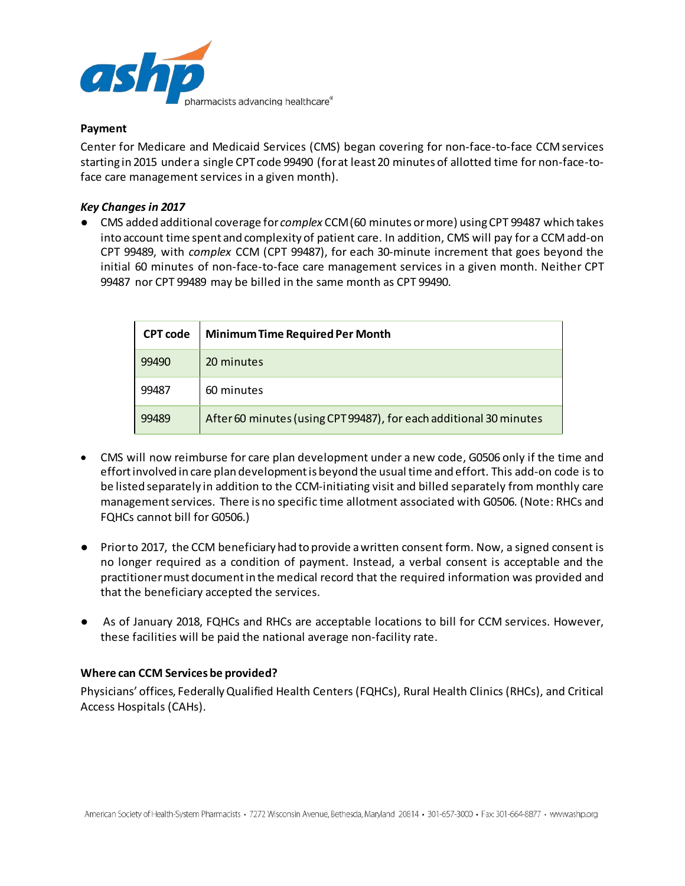### Payment

Center for Medicare and Medicaid Services (CMS) began covering for non-face-to-face CCM services starting in 2015 under a single CPT code 99490 (for at least 20 minutes of allotted time for non-face-to-face care management services in a given month).

#### *Key Changes in 2017*

- CMS added additional coverage for *complex* CCM (60 minutes or more) using CPT 99487 which takes into account time spent and complexity of patient care. In addition, CMS will pay for a CCM add-on CPT 99489, with *complex* CCM (CPT 99487), for each 30-minute increment that goes beyond the initial 60 minutes of non-face-to-face care management services in a given month. Neither CPT 99487 nor CPT 99489 may be billed in the same month as CPT 99490.

| CPT code | Minimum Time Required Per Month |
|---|---|
| 99490 | 20 minutes |
| 99487 | 60 minutes |
| 99489 | After 60 minutes (using CPT 99487), for each additional 30 minutes |

- CMS will now reimburse for care plan development under a new code, G0506 only if the time and effort involved in care plan development is beyond the usual time and effort. This add-on code is to be listed separately in addition to the CCM-initiating visit and billed separately from monthly care management services. There is no specific time allotment associated with G0506. (Note: RHCs and FQHCs cannot bill for G0506.)

- Prior to 2017, the CCM beneficiary had to provide a written consent form. Now, a signed consent is no longer required as a condition of payment. Instead, a verbal consent is acceptable and the practitioner must document in the medical record that the required information was provided and that the beneficiary accepted the services.

- As of January 2018, FQHCs and RHCs are acceptable locations to bill for CCM services. However, these facilities will be paid the national average non-facility rate.

### Where can CCM Services be provided?

Physicians' offices, Federally Qualified Health Centers (FQHCs), Rural Health Clinics (RHCs), and Critical Access Hospitals (CAHs).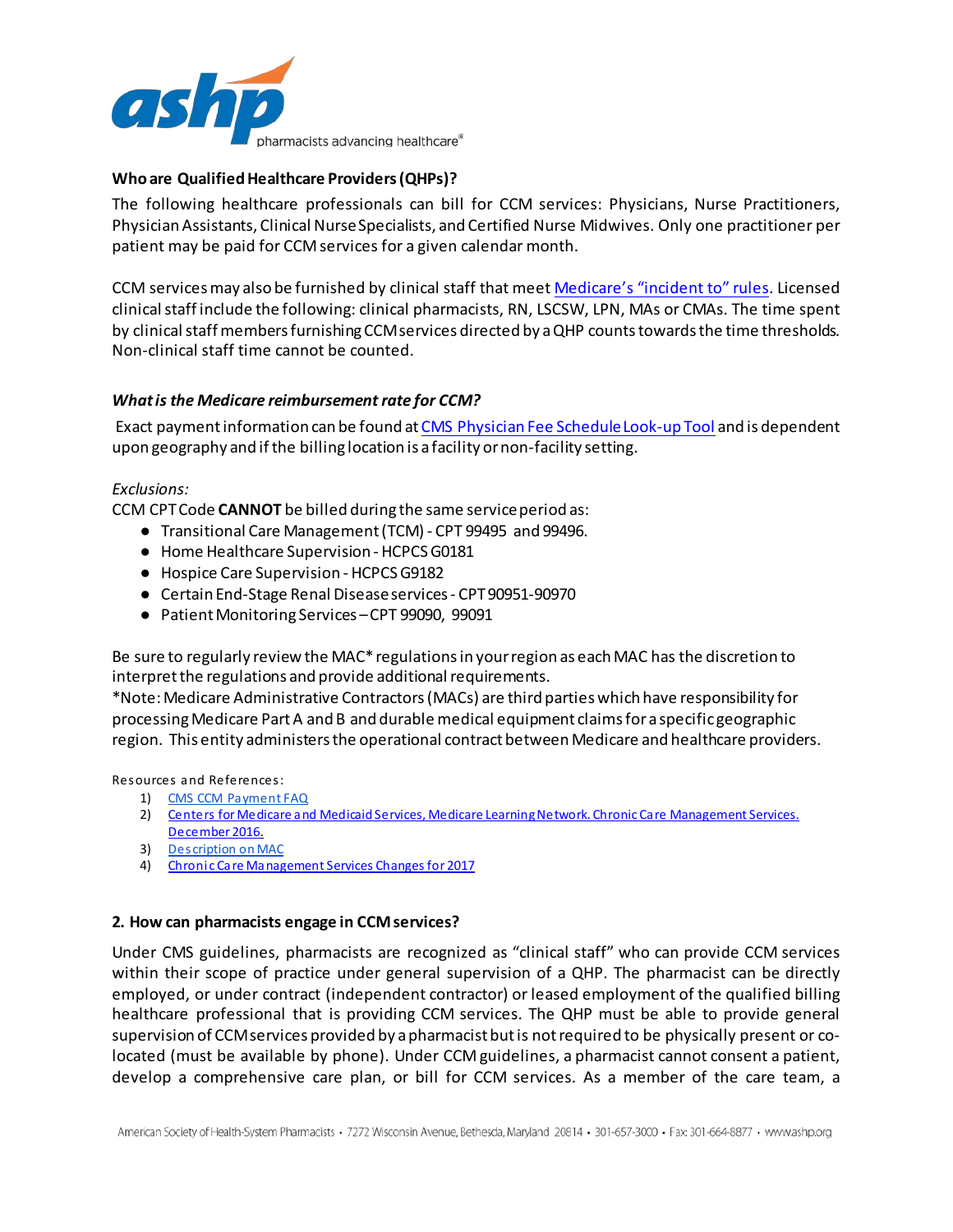### Who are Qualified Healthcare Providers (QHPs)?

The following healthcare professionals can bill for CCM services: Physicians, Nurse Practitioners, Physician Assistants, Clinical Nurse Specialists, and Certified Nurse Midwives. Only one practitioner per patient may be paid for CCM services for a given calendar month.

CCM services may also be furnished by clinical staff that meet [Medicare's "incident to" rules](). Licensed clinical staff include the following: clinical pharmacists, RN, LSCSW, LPN, MAs or CMAs. The time spent by clinical staff members furnishing CCM services directed by a QHP counts towards the time thresholds. Non-clinical staff time cannot be counted.

### *What is the Medicare reimbursement rate for CCM?*

Exact payment information can be found at [CMS Physician Fee Schedule Look-up Tool]() and is dependent upon geography and if the billing location is a facility or non-facility setting.

*Exclusions:*

CCM CPT Code **CANNOT** be billed during the same service period as:

- Transitional Care Management (TCM) - CPT 99495 and 99496.
- Home Healthcare Supervision - HCPCS G0181
- Hospice Care Supervision - HCPCS G9182
- Certain End-Stage Renal Disease services - CPT 90951-90970
- Patient Monitoring Services – CPT 99090, 99091

Be sure to regularly review the MAC* regulations in your region as each MAC has the discretion to interpret the regulations and provide additional requirements.
*Note: Medicare Administrative Contractors (MACs) are third parties which have responsibility for processing Medicare Part A and B and durable medical equipment claims for a specific geographic region. This entity administers the operational contract between Medicare and healthcare providers.

Resources and References:

1) [CMS CCM Payment FAQ]()
2) [Centers for Medicare and Medicaid Services, Medicare Learning Network. Chronic Care Management Services. December 2016.]()
3) [Description on MAC]()
4) [Chronic Care Management Services Changes for 2017]()

### 2. How can pharmacists engage in CCM services?

Under CMS guidelines, pharmacists are recognized as "clinical staff" who can provide CCM services within their scope of practice under general supervision of a QHP. The pharmacist can be directly employed, or under contract (independent contractor) or leased employment of the qualified billing healthcare professional that is providing CCM services. The QHP must be able to provide general supervision of CCM services provided by a pharmacist but is not required to be physically present or co-located (must be available by phone). Under CCM guidelines, a pharmacist cannot consent a patient, develop a comprehensive care plan, or bill for CCM services. As a member of the care team, a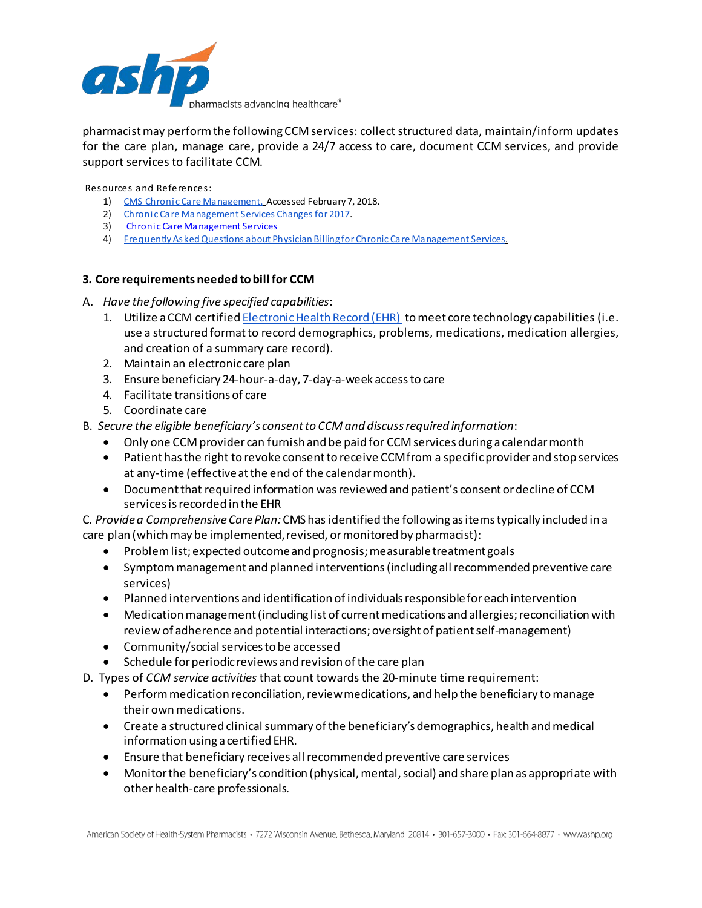pharmacist may perform the following CCM services: collect structured data, maintain/inform updates for the care plan, manage care, provide a 24/7 access to care, document CCM services, and provide support services to facilitate CCM.

Resources and References:

1) CMS Chronic Care Management. Accessed February 7, 2018.
2) Chronic Care Management Services Changes for 2017.
3) Chronic Care Management Services
4) Frequently Asked Questions about Physician Billing for Chronic Care Management Services.

### 3. Core requirements needed to bill for CCM

A. *Have the following five specified capabilities*:
   1. Utilize a CCM certified Electronic Health Record (EHR) to meet core technology capabilities (i.e. use a structured format to record demographics, problems, medications, medication allergies, and creation of a summary care record).
   2. Maintain an electronic care plan
   3. Ensure beneficiary 24-hour-a-day, 7-day-a-week access to care
   4. Facilitate transitions of care
   5. Coordinate care

B. *Secure the eligible beneficiary's consent to CCM and discuss required information*:
   - Only one CCM provider can furnish and be paid for CCM services during a calendar month
   - Patient has the right to revoke consent to receive CCM from a specific provider and stop services at any-time (effective at the end of the calendar month).
   - Document that required information was reviewed and patient's consent or decline of CCM services is recorded in the EHR

C. *Provide a Comprehensive Care Plan:* CMS has identified the following as items typically included in a care plan (which may be implemented, revised, or monitored by pharmacist):
   - Problem list; expected outcome and prognosis; measurable treatment goals
   - Symptom management and planned interventions (including all recommended preventive care services)
   - Planned interventions and identification of individuals responsible for each intervention
   - Medication management (including list of current medications and allergies; reconciliation with review of adherence and potential interactions; oversight of patient self-management)
   - Community/social services to be accessed
   - Schedule for periodic reviews and revision of the care plan

D. Types of *CCM service activities* that count towards the 20-minute time requirement:
   - Perform medication reconciliation, review medications, and help the beneficiary to manage their own medications.
   - Create a structured clinical summary of the beneficiary's demographics, health and medical information using a certified EHR.
   - Ensure that beneficiary receives all recommended preventive care services
   - Monitor the beneficiary's condition (physical, mental, social) and share plan as appropriate with other health-care professionals.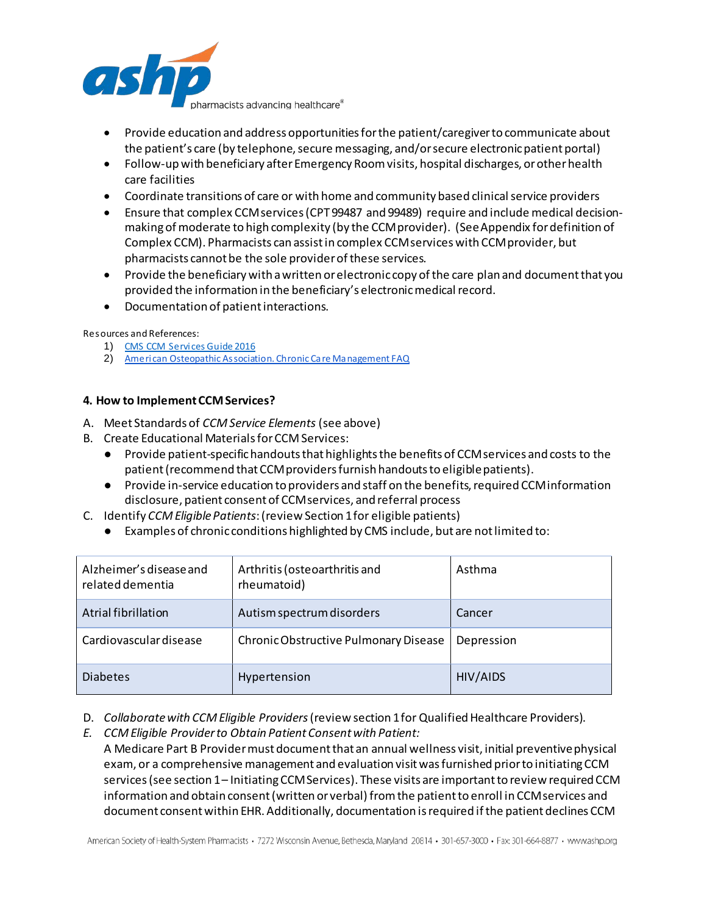- Provide education and address opportunities for the patient/caregiver to communicate about the patient's care (by telephone, secure messaging, and/or secure electronic patient portal)
- Follow-up with beneficiary after Emergency Room visits, hospital discharges, or other health care facilities
- Coordinate transitions of care or with home and community based clinical service providers
- Ensure that complex CCM services (CPT 99487 and 99489) require and include medical decision-making of moderate to high complexity (by the CCM provider). (See Appendix for definition of Complex CCM). Pharmacists can assist in complex CCM services with CCM provider, but pharmacists cannot be the sole provider of these services.
- Provide the beneficiary with a written or electronic copy of the care plan and document that you provided the information in the beneficiary's electronic medical record.
- Documentation of patient interactions.

Resources and References:

1) [CMS CCM Services Guide 2016]()
2) [American Osteopathic Association. Chronic Care Management FAQ]()

### 4. How to Implement CCM Services?

A. Meet Standards of *CCM Service Elements* (see above)

B. Create Educational Materials for CCM Services:
- Provide patient-specific handouts that highlights the benefits of CCM services and costs to the patient (recommend that CCM providers furnish handouts to eligible patients).
- Provide in-service education to providers and staff on the benefits, required CCM information disclosure, patient consent of CCM services, and referral process

C. Identify *CCM Eligible Patients*: (review Section 1 for eligible patients)
- Examples of chronic conditions highlighted by CMS include, but are not limited to:

| | | |
|---|---|---|
| Alzheimer's disease and related dementia | Arthritis (osteoarthritis and rheumatoid) | Asthma |
| Atrial fibrillation | Autism spectrum disorders | Cancer |
| Cardiovascular disease | Chronic Obstructive Pulmonary Disease | Depression |
| Diabetes | Hypertension | HIV/AIDS |

D. *Collaborate with CCM Eligible Providers* (review section 1 for Qualified Healthcare Providers).

E. *CCM Eligible Provider to Obtain Patient Consent with Patient:*
A Medicare Part B Provider must document that an annual wellness visit, initial preventive physical exam, or a comprehensive management and evaluation visit was furnished prior to initiating CCM services (see section 1 – Initiating CCM Services). These visits are important to review required CCM information and obtain consent (written or verbal) from the patient to enroll in CCM services and document consent within EHR. Additionally, documentation is required if the patient declines CCM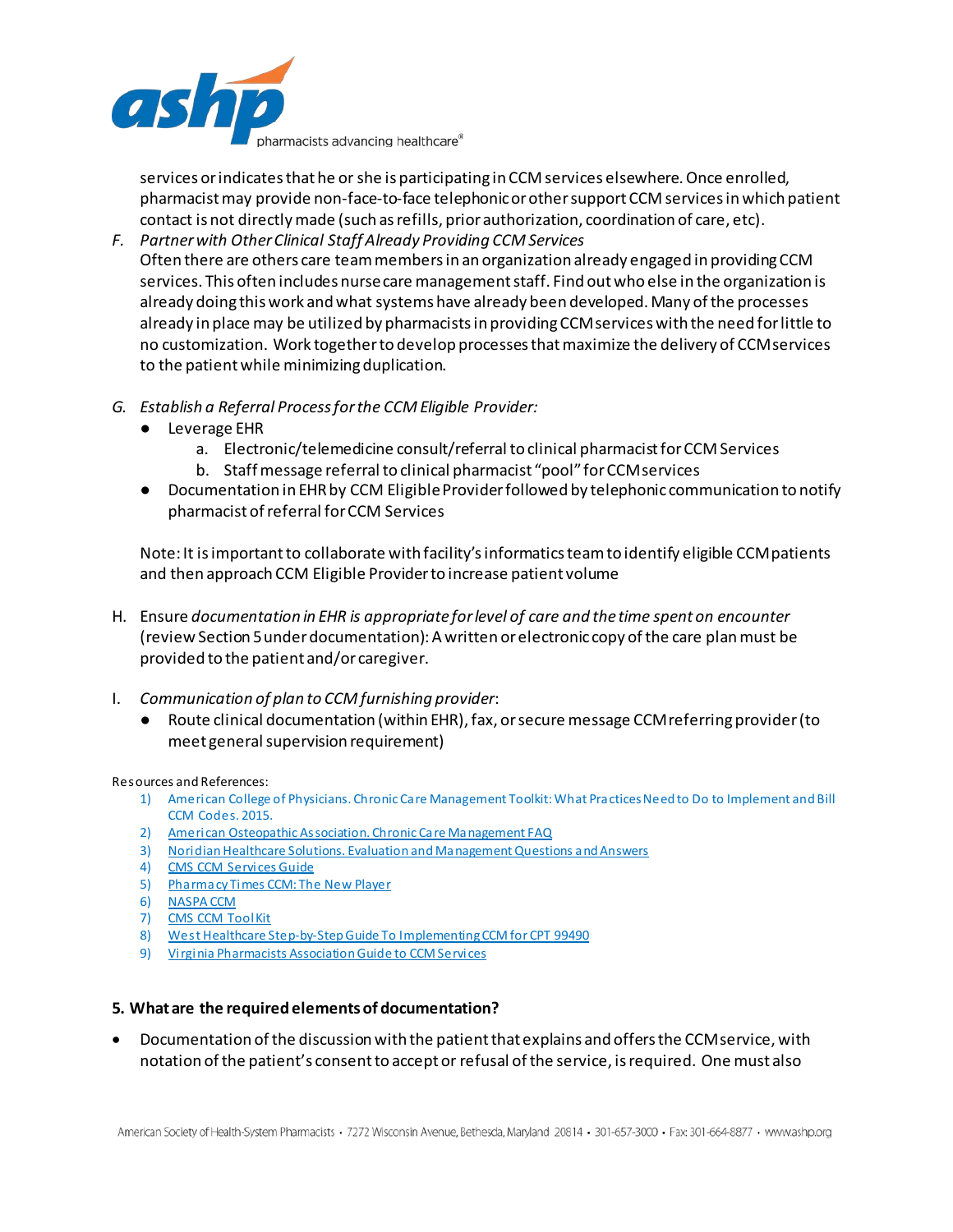services or indicates that he or she is participating in CCM services elsewhere. Once enrolled, pharmacist may provide non-face-to-face telephonic or other support CCM services in which patient contact is not directly made (such as refills, prior authorization, coordination of care, etc).

F. *Partner with Other Clinical Staff Already Providing CCM Services*
   Often there are others care team members in an organization already engaged in providing CCM services. This often includes nurse care management staff. Find out who else in the organization is already doing this work and what systems have already been developed. Many of the processes already in place may be utilized by pharmacists in providing CCM services with the need for little to no customization. Work together to develop processes that maximize the delivery of CCM services to the patient while minimizing duplication.

G. *Establish a Referral Process for the CCM Eligible Provider:*
   - Leverage EHR
     a. Electronic/telemedicine consult/referral to clinical pharmacist for CCM Services
     b. Staff message referral to clinical pharmacist "pool" for CCM services
   - Documentation in EHR by CCM Eligible Provider followed by telephonic communication to notify pharmacist of referral for CCM Services

   Note: It is important to collaborate with facility's informatics team to identify eligible CCM patients and then approach CCM Eligible Provider to increase patient volume

H. Ensure *documentation in EHR is appropriate for level of care and the time spent on encounter* (review Section 5 under documentation): A written or electronic copy of the care plan must be provided to the patient and/or caregiver.

I. *Communication of plan to CCM furnishing provider*:
   - Route clinical documentation (within EHR), fax, or secure message CCM referring provider (to meet general supervision requirement)

Resources and References:

1) American College of Physicians. Chronic Care Management Toolkit: What Practices Need to Do to Implement and Bill CCM Codes. 2015.
2) American Osteopathic Association. Chronic Care Management FAQ
3) Noridian Healthcare Solutions. Evaluation and Management Questions and Answers
4) CMS CCM Services Guide
5) Pharmacy Times CCM: The New Player
6) NASPA CCM
7) CMS CCM Tool Kit
8) West Healthcare Step-by-Step Guide To Implementing CCM for CPT 99490
9) Virginia Pharmacists Association Guide to CCM Services

## 5. What are the required elements of documentation?

- Documentation of the discussion with the patient that explains and offers the CCM service, with notation of the patient's consent to accept or refusal of the service, is required. One must also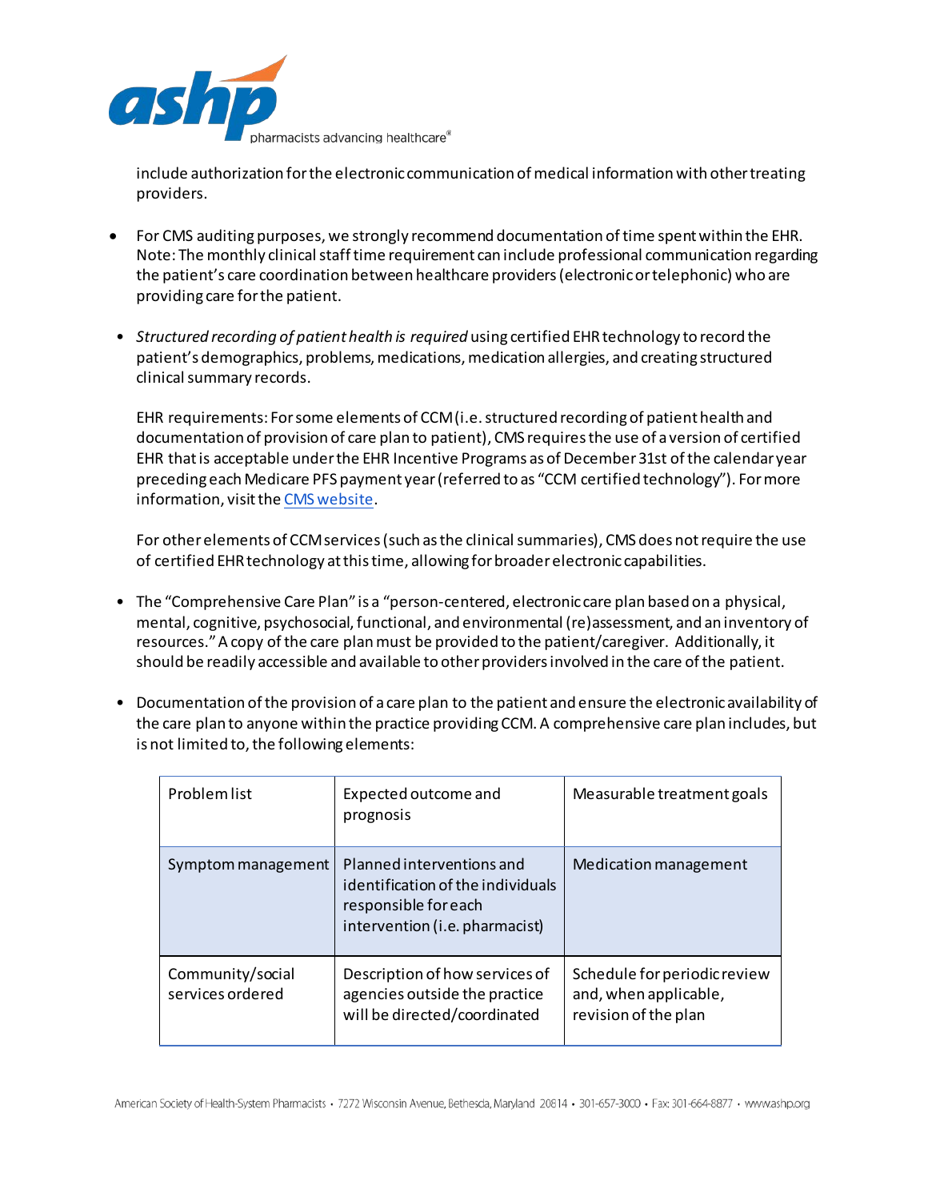include authorization for the electronic communication of medical information with other treating providers.

- For CMS auditing purposes, we strongly recommend documentation of time spent within the EHR. Note: The monthly clinical staff time requirement can include professional communication regarding the patient's care coordination between healthcare providers (electronic or telephonic) who are providing care for the patient.

- *Structured recording of patient health is required* using certified EHR technology to record the patient's demographics, problems, medications, medication allergies, and creating structured clinical summary records.

  EHR requirements: For some elements of CCM (i.e. structured recording of patient health and documentation of provision of care plan to patient), CMS requires the use of a version of certified EHR that is acceptable under the EHR Incentive Programs as of December 31st of the calendar year preceding each Medicare PFS payment year (referred to as "CCM certified technology"). For more information, visit the [CMS website](CMS website).

  For other elements of CCM services (such as the clinical summaries), CMS does not require the use of certified EHR technology at this time, allowing for broader electronic capabilities.

- The "Comprehensive Care Plan" is a "person-centered, electronic care plan based on a physical, mental, cognitive, psychosocial, functional, and environmental (re)assessment, and an inventory of resources." A copy of the care plan must be provided to the patient/caregiver. Additionally, it should be readily accessible and available to other providers involved in the care of the patient.

- Documentation of the provision of a care plan to the patient and ensure the electronic availability of the care plan to anyone within the practice providing CCM. A comprehensive care plan includes, but is not limited to, the following elements:

| Problem list | Expected outcome and prognosis | Measurable treatment goals |
|---|---|---|
| Symptom management | Planned interventions and identification of the individuals responsible for each intervention (i.e. pharmacist) | Medication management |
| Community/social services ordered | Description of how services of agencies outside the practice will be directed/coordinated | Schedule for periodic review and, when applicable, revision of the plan |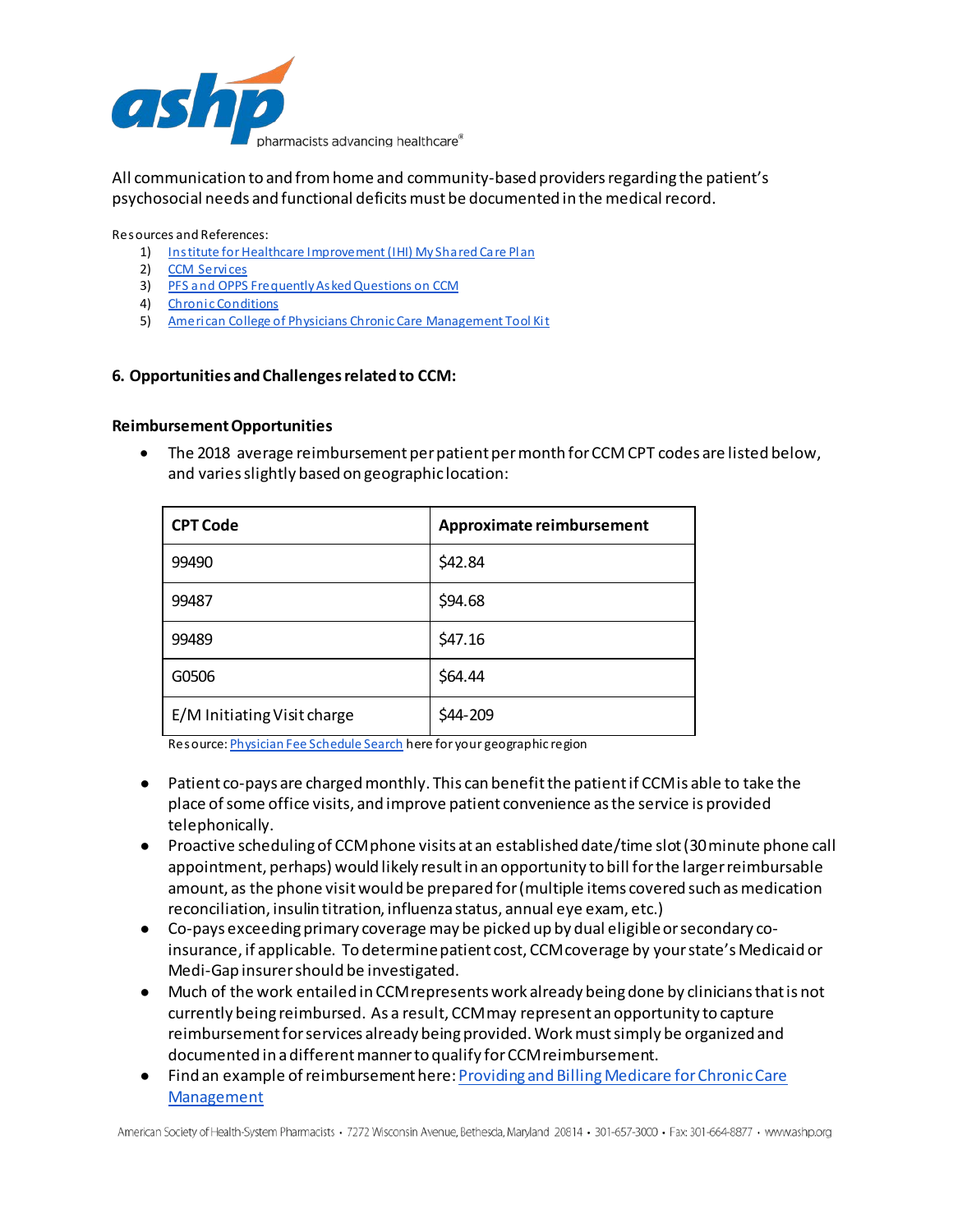All communication to and from home and community-based providers regarding the patient's psychosocial needs and functional deficits must be documented in the medical record.

Resources and References:

1) Institute for Healthcare Improvement (IHI) My Shared Care Plan
2) CCM Services
3) PFS and OPPS Frequently Asked Questions on CCM
4) Chronic Conditions
5) American College of Physicians Chronic Care Management Tool Kit

### 6. Opportunities and Challenges related to CCM:

**Reimbursement Opportunities**

- The 2018 average reimbursement per patient per month for CCM CPT codes are listed below, and varies slightly based on geographic location:

| CPT Code | Approximate reimbursement |
|---|---|
| 99490 | $42.84 |
| 99487 | $94.68 |
| 99489 | $47.16 |
| G0506 | $64.44 |
| E/M Initiating Visit charge | $44-209 |

Resource: Physician Fee Schedule Search here for your geographic region

- Patient co-pays are charged monthly. This can benefit the patient if CCM is able to take the place of some office visits, and improve patient convenience as the service is provided telephonically.
- Proactive scheduling of CCM phone visits at an established date/time slot (30 minute phone call appointment, perhaps) would likely result in an opportunity to bill for the larger reimbursable amount, as the phone visit would be prepared for (multiple items covered such as medication reconciliation, insulin titration, influenza status, annual eye exam, etc.)
- Co-pays exceeding primary coverage may be picked up by dual eligible or secondary co-insurance, if applicable. To determine patient cost, CCM coverage by your state's Medicaid or Medi-Gap insurer should be investigated.
- Much of the work entailed in CCM represents work already being done by clinicians that is not currently being reimbursed. As a result, CCM may represent an opportunity to capture reimbursement for services already being provided. Work must simply be organized and documented in a different manner to qualify for CCM reimbursement.
- Find an example of reimbursement here: Providing and Billing Medicare for Chronic Care Management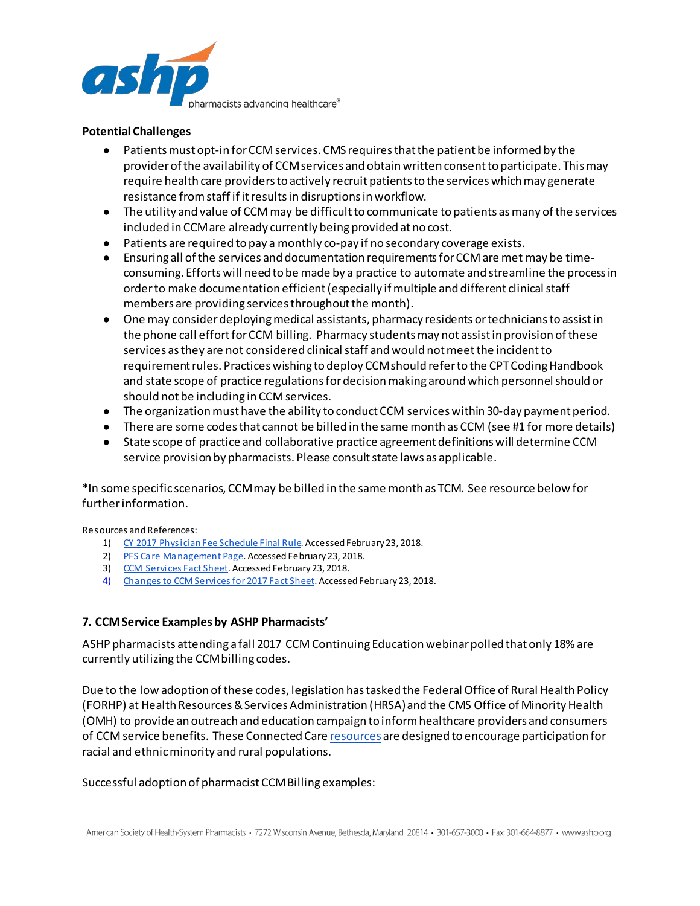**Potential Challenges**

- Patients must opt-in for CCM services. CMS requires that the patient be informed by the provider of the availability of CCM services and obtain written consent to participate. This may require health care providers to actively recruit patients to the services which may generate resistance from staff if it results in disruptions in workflow.
- The utility and value of CCM may be difficult to communicate to patients as many of the services included in CCM are already currently being provided at no cost.
- Patients are required to pay a monthly co-pay if no secondary coverage exists.
- Ensuring all of the services and documentation requirements for CCM are met may be time-consuming. Efforts will need to be made by a practice to automate and streamline the process in order to make documentation efficient (especially if multiple and different clinical staff members are providing services throughout the month).
- One may consider deploying medical assistants, pharmacy residents or technicians to assist in the phone call effort for CCM billing. Pharmacy students may not assist in provision of these services as they are not considered clinical staff and would not meet the incident to requirement rules. Practices wishing to deploy CCM should refer to the CPT Coding Handbook and state scope of practice regulations for decision making around which personnel should or should not be including in CCM services.
- The organization must have the ability to conduct CCM services within 30-day payment period.
- There are some codes that cannot be billed in the same month as CCM (see #1 for more details)
- State scope of practice and collaborative practice agreement definitions will determine CCM service provision by pharmacists. Please consult state laws as applicable.

*In some specific scenarios, CCM may be billed in the same month as TCM. See resource below for further information.

Resources and References:

1) CY 2017 Physician Fee Schedule Final Rule. Accessed February 23, 2018.
2) PFS Care Management Page. Accessed February 23, 2018.
3) CCM Services Fact Sheet. Accessed February 23, 2018.
4) Changes to CCM Services for 2017 Fact Sheet. Accessed February 23, 2018.

### 7. CCM Service Examples by ASHP Pharmacists'

ASHP pharmacists attending a fall 2017 CCM Continuing Education webinar polled that only 18% are currently utilizing the CCM billing codes.

Due to the low adoption of these codes, legislation has tasked the Federal Office of Rural Health Policy (FORHP) at Health Resources & Services Administration (HRSA) and the CMS Office of Minority Health (OMH) to provide an outreach and education campaign to inform healthcare providers and consumers of CCM service benefits. These Connected Care resources are designed to encourage participation for racial and ethnic minority and rural populations.

Successful adoption of pharmacist CCM Billing examples: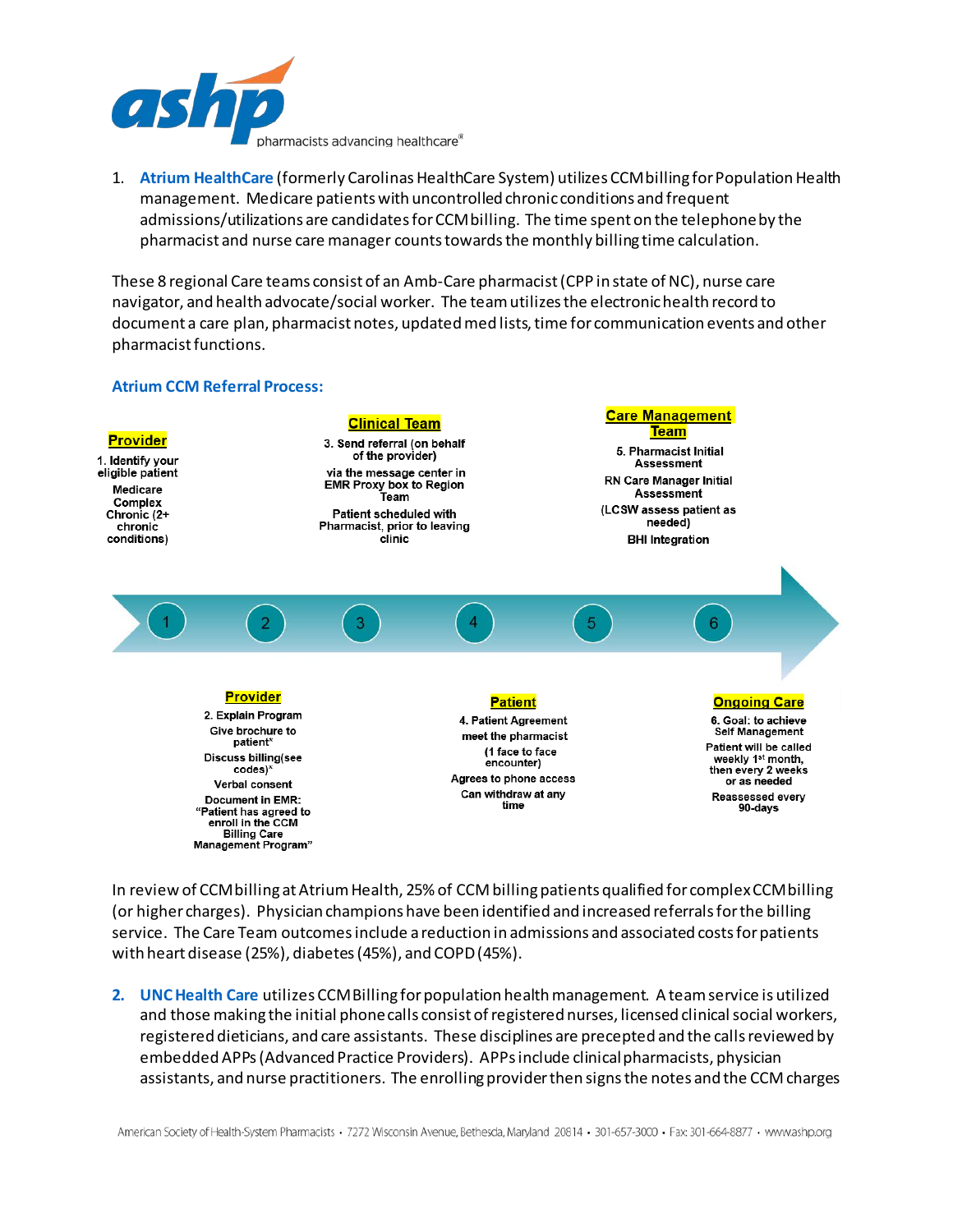1. **Atrium HealthCare** (formerly Carolinas HealthCare System) utilizes CCM billing for Population Health management. Medicare patients with uncontrolled chronic conditions and frequent admissions/utilizations are candidates for CCM billing. The time spent on the telephone by the pharmacist and nurse care manager counts towards the monthly billing time calculation.

These 8 regional Care teams consist of an Amb-Care pharmacist (CPP in state of NC), nurse care navigator, and health advocate/social worker. The team utilizes the electronic health record to document a care plan, pharmacist notes, updated med lists, time for communication events and other pharmacist functions.

### Atrium CCM Referral Process:

**Provider**
1. Identify your eligible patient
Medicare Complex Chronic (2+ chronic conditions)

**Provider**
2. Explain Program
Give brochure to patient*
Discuss billing (see codes)*
Verbal consent
Document in EMR: "Patient has agreed to enroll in the CCM Billing Care Management Program"

**Clinical Team**
3. Send referral (on behalf of the provider)
via the message center in EMR Proxy box to Region Team
Patient scheduled with Pharmacist, prior to leaving clinic

**Patient**
4. Patient Agreement
meet the pharmacist
(1 face to face encounter)
Agrees to phone access
Can withdraw at any time

**Care Management Team**
5. Pharmacist Initial Assessment
RN Care Manager Initial Assessment
(LCSW assess patient as needed)
BHI Integration

**Ongoing Care**
6. Goal: to achieve Self Management
Patient will be called weekly 1st month, then every 2 weeks or as needed
Reassessed every 90-days

In review of CCM billing at Atrium Health, 25% of CCM billing patients qualified for complex CCM billing (or higher charges). Physician champions have been identified and increased referrals for the billing service. The Care Team outcomes include a reduction in admissions and associated costs for patients with heart disease (25%), diabetes (45%), and COPD (45%).

2. **UNC Health Care** utilizes CCM Billing for population health management. A team service is utilized and those making the initial phone calls consist of registered nurses, licensed clinical social workers, registered dieticians, and care assistants. These disciplines are precepted and the calls reviewed by embedded APPs (Advanced Practice Providers). APPs include clinical pharmacists, physician assistants, and nurse practitioners. The enrolling provider then signs the notes and the CCM charges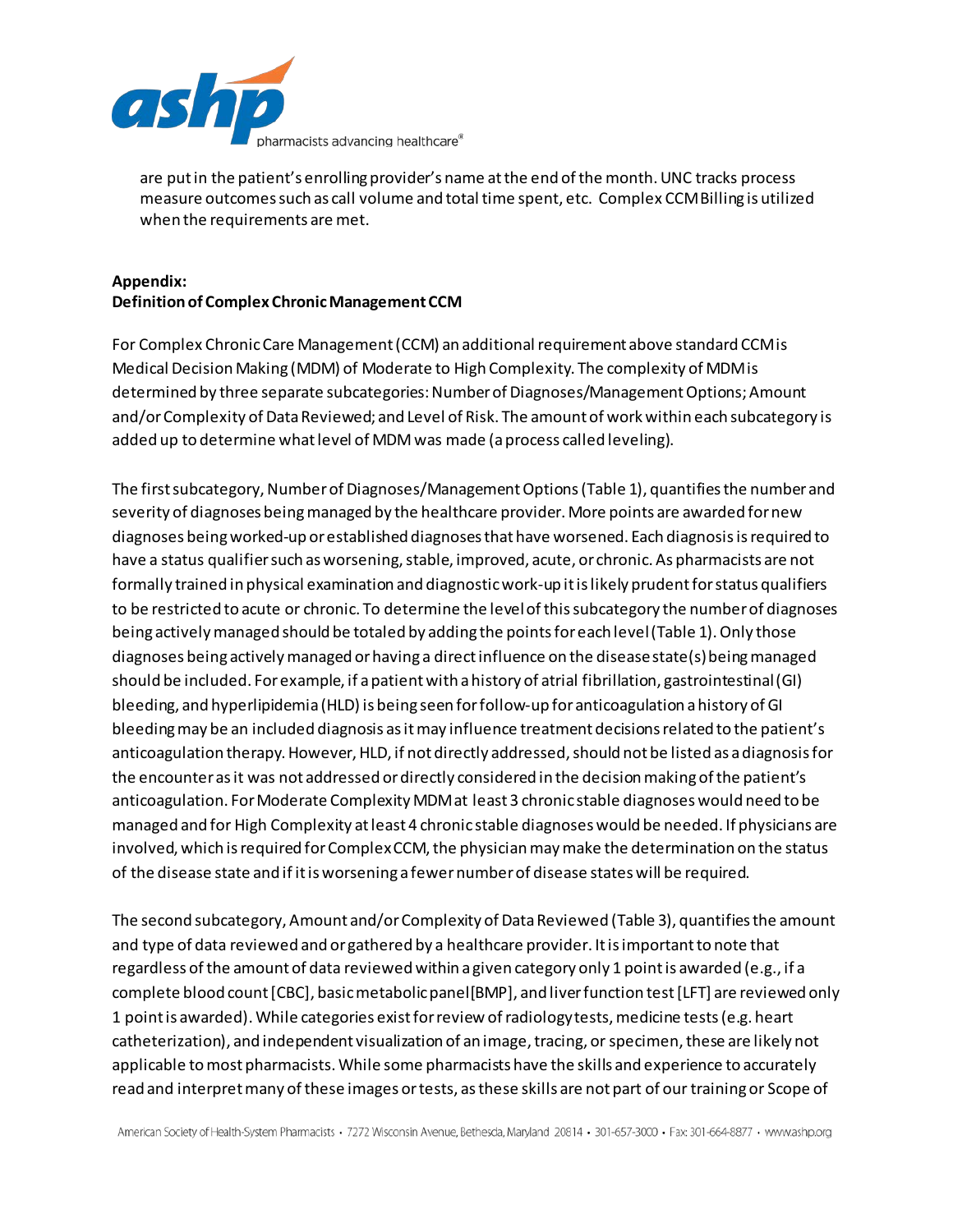are put in the patient's enrolling provider's name at the end of the month. UNC tracks process measure outcomes such as call volume and total time spent, etc. Complex CCM Billing is utilized when the requirements are met.

**Appendix:**
**Definition of Complex Chronic Management CCM**

For Complex Chronic Care Management (CCM) an additional requirement above standard CCM is Medical Decision Making (MDM) of Moderate to High Complexity. The complexity of MDM is determined by three separate subcategories: Number of Diagnoses/Management Options; Amount and/or Complexity of Data Reviewed; and Level of Risk. The amount of work within each subcategory is added up to determine what level of MDM was made (a process called leveling).

The first subcategory, Number of Diagnoses/Management Options (Table 1), quantifies the number and severity of diagnoses being managed by the healthcare provider. More points are awarded for new diagnoses being worked-up or established diagnoses that have worsened. Each diagnosis is required to have a status qualifier such as worsening, stable, improved, acute, or chronic. As pharmacists are not formally trained in physical examination and diagnostic work-up it is likely prudent for status qualifiers to be restricted to acute or chronic. To determine the level of this subcategory the number of diagnoses being actively managed should be totaled by adding the points for each level (Table 1). Only those diagnoses being actively managed or having a direct influence on the disease state(s) being managed should be included. For example, if a patient with a history of atrial fibrillation, gastrointestinal (GI) bleeding, and hyperlipidemia (HLD) is being seen for follow-up for anticoagulation a history of GI bleeding may be an included diagnosis as it may influence treatment decisions related to the patient's anticoagulation therapy. However, HLD, if not directly addressed, should not be listed as a diagnosis for the encounter as it was not addressed or directly considered in the decision making of the patient's anticoagulation. For Moderate Complexity MDM at least 3 chronic stable diagnoses would need to be managed and for High Complexity at least 4 chronic stable diagnoses would be needed. If physicians are involved, which is required for Complex CCM, the physician may make the determination on the status of the disease state and if it is worsening a fewer number of disease states will be required.

The second subcategory, Amount and/or Complexity of Data Reviewed (Table 3), quantifies the amount and type of data reviewed and or gathered by a healthcare provider. It is important to note that regardless of the amount of data reviewed within a given category only 1 point is awarded (e.g., if a complete blood count [CBC], basic metabolic panel [BMP], and liver function test [LFT] are reviewed only 1 point is awarded). While categories exist for review of radiology tests, medicine tests (e.g. heart catheterization), and independent visualization of an image, tracing, or specimen, these are likely not applicable to most pharmacists. While some pharmacists have the skills and experience to accurately read and interpret many of these images or tests, as these skills are not part of our training or Scope of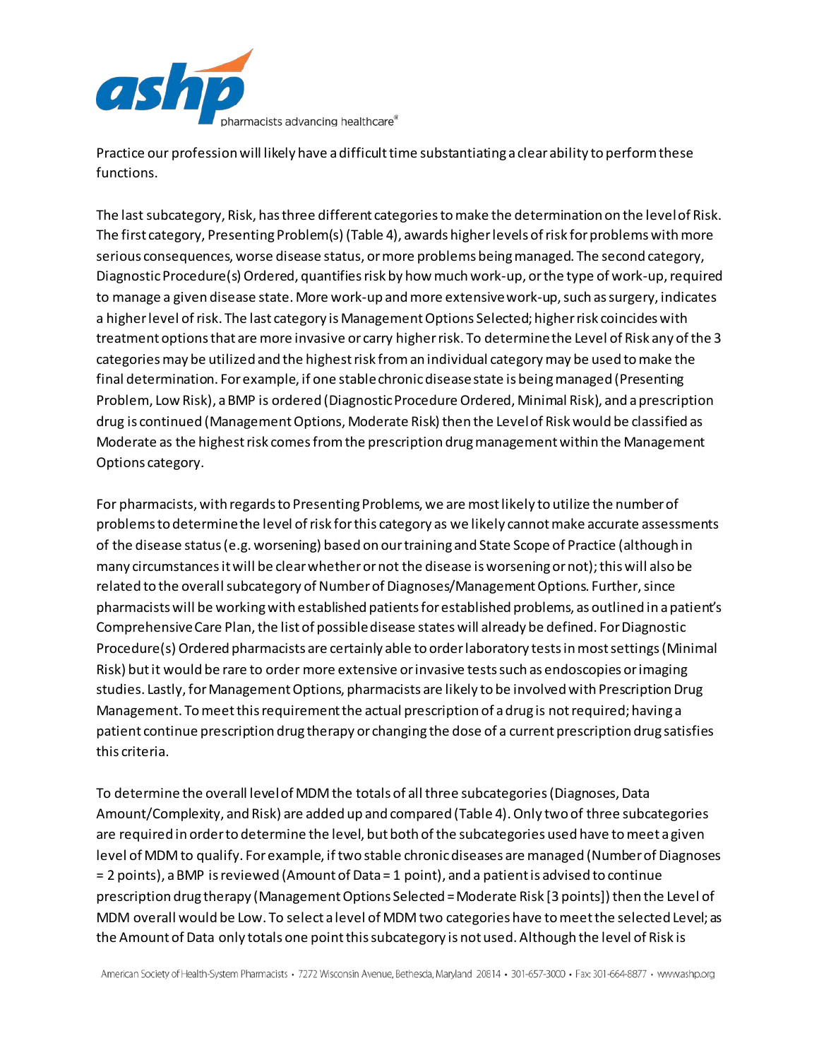Practice our profession will likely have a difficult time substantiating a clear ability to perform these functions.

The last subcategory, Risk, has three different categories to make the determination on the level of Risk. The first category, Presenting Problem(s) (Table 4), awards higher levels of risk for problems with more serious consequences, worse disease status, or more problems being managed. The second category, Diagnostic Procedure(s) Ordered, quantifies risk by how much work-up, or the type of work-up, required to manage a given disease state. More work-up and more extensive work-up, such as surgery, indicates a higher level of risk. The last category is Management Options Selected; higher risk coincides with treatment options that are more invasive or carry higher risk. To determine the Level of Risk any of the 3 categories may be utilized and the highest risk from an individual category may be used to make the final determination. For example, if one stable chronic disease state is being managed (Presenting Problem, Low Risk), a BMP is ordered (Diagnostic Procedure Ordered, Minimal Risk), and a prescription drug is continued (Management Options, Moderate Risk) then the Level of Risk would be classified as Moderate as the highest risk comes from the prescription drug management within the Management Options category.

For pharmacists, with regards to Presenting Problems, we are most likely to utilize the number of problems to determine the level of risk for this category as we likely cannot make accurate assessments of the disease status (e.g. worsening) based on our training and State Scope of Practice (although in many circumstances it will be clear whether or not the disease is worsening or not); this will also be related to the overall subcategory of Number of Diagnoses/Management Options. Further, since pharmacists will be working with established patients for established problems, as outlined in a patient's Comprehensive Care Plan, the list of possible disease states will already be defined. For Diagnostic Procedure(s) Ordered pharmacists are certainly able to order laboratory tests in most settings (Minimal Risk) but it would be rare to order more extensive or invasive tests such as endoscopies or imaging studies. Lastly, for Management Options, pharmacists are likely to be involved with Prescription Drug Management. To meet this requirement the actual prescription of a drug is not required; having a patient continue prescription drug therapy or changing the dose of a current prescription drug satisfies this criteria.

To determine the overall level of MDM the totals of all three subcategories (Diagnoses, Data Amount/Complexity, and Risk) are added up and compared (Table 4). Only two of three subcategories are required in order to determine the level, but both of the subcategories used have to meet a given level of MDM to qualify. For example, if two stable chronic diseases are managed (Number of Diagnoses = 2 points), a BMP is reviewed (Amount of Data = 1 point), and a patient is advised to continue prescription drug therapy (Management Options Selected = Moderate Risk [3 points]) then the Level of MDM overall would be Low. To select a level of MDM two categories have to meet the selected Level; as the Amount of Data only totals one point this subcategory is not used. Although the level of Risk is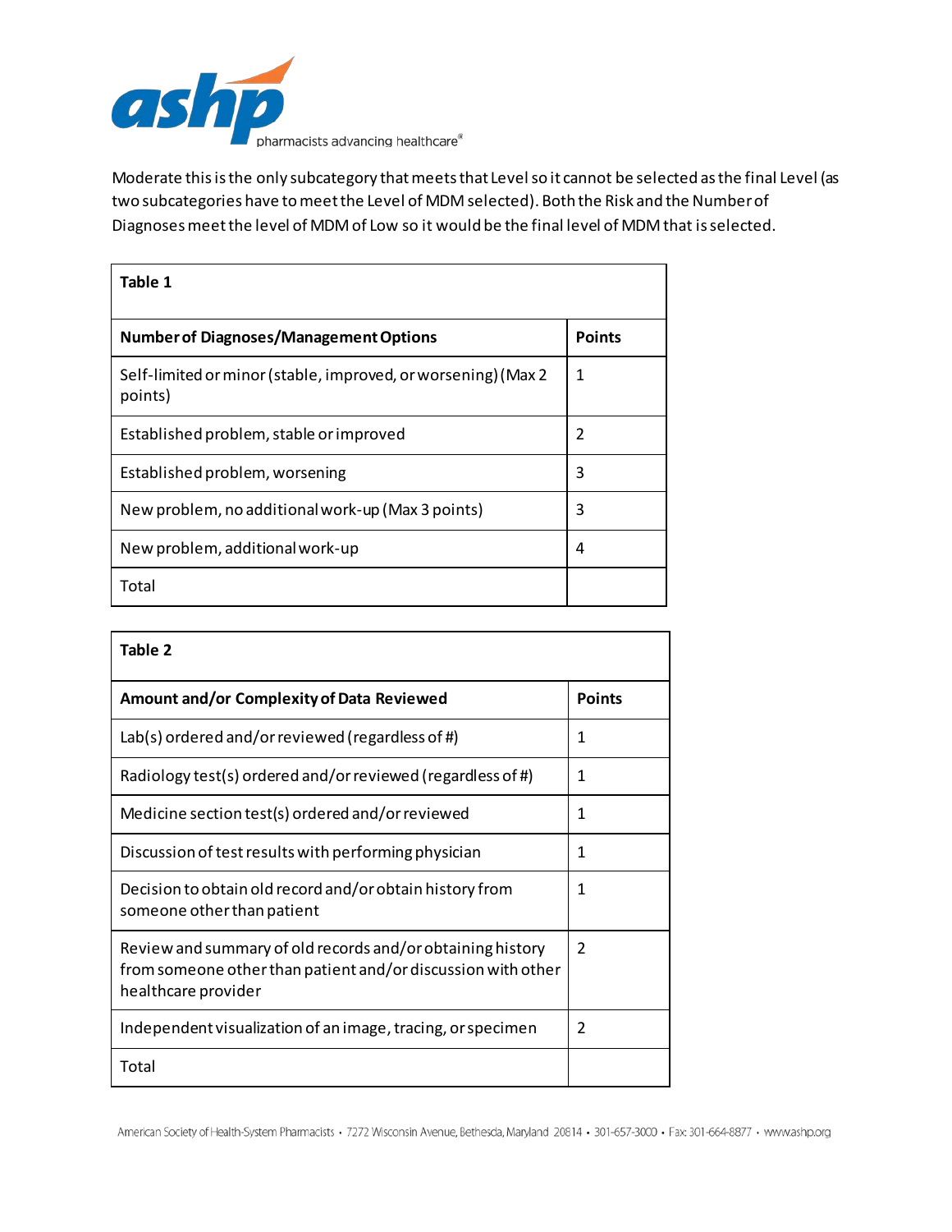Moderate this is the only subcategory that meets that Level so it cannot be selected as the final Level (as two subcategories have to meet the Level of MDM selected). Both the Risk and the Number of Diagnoses meet the level of MDM of Low so it would be the final level of MDM that is selected.

| **Table 1** | |
|---|---|
| **Number of Diagnoses/Management Options** | **Points** |
| Self-limited or minor (stable, improved, or worsening) (Max 2 points) | 1 |
| Established problem, stable or improved | 2 |
| Established problem, worsening | 3 |
| New problem, no additional work-up (Max 3 points) | 3 |
| New problem, additional work-up | 4 |
| Total | |

| **Table 2** | |
|---|---|
| **Amount and/or Complexity of Data Reviewed** | **Points** |
| Lab(s) ordered and/or reviewed (regardless of #) | 1 |
| Radiology test(s) ordered and/or reviewed (regardless of #) | 1 |
| Medicine section test(s) ordered and/or reviewed | 1 |
| Discussion of test results with performing physician | 1 |
| Decision to obtain old record and/or obtain history from someone other than patient | 1 |
| Review and summary of old records and/or obtaining history from someone other than patient and/or discussion with other healthcare provider | 2 |
| Independent visualization of an image, tracing, or specimen | 2 |
| Total | |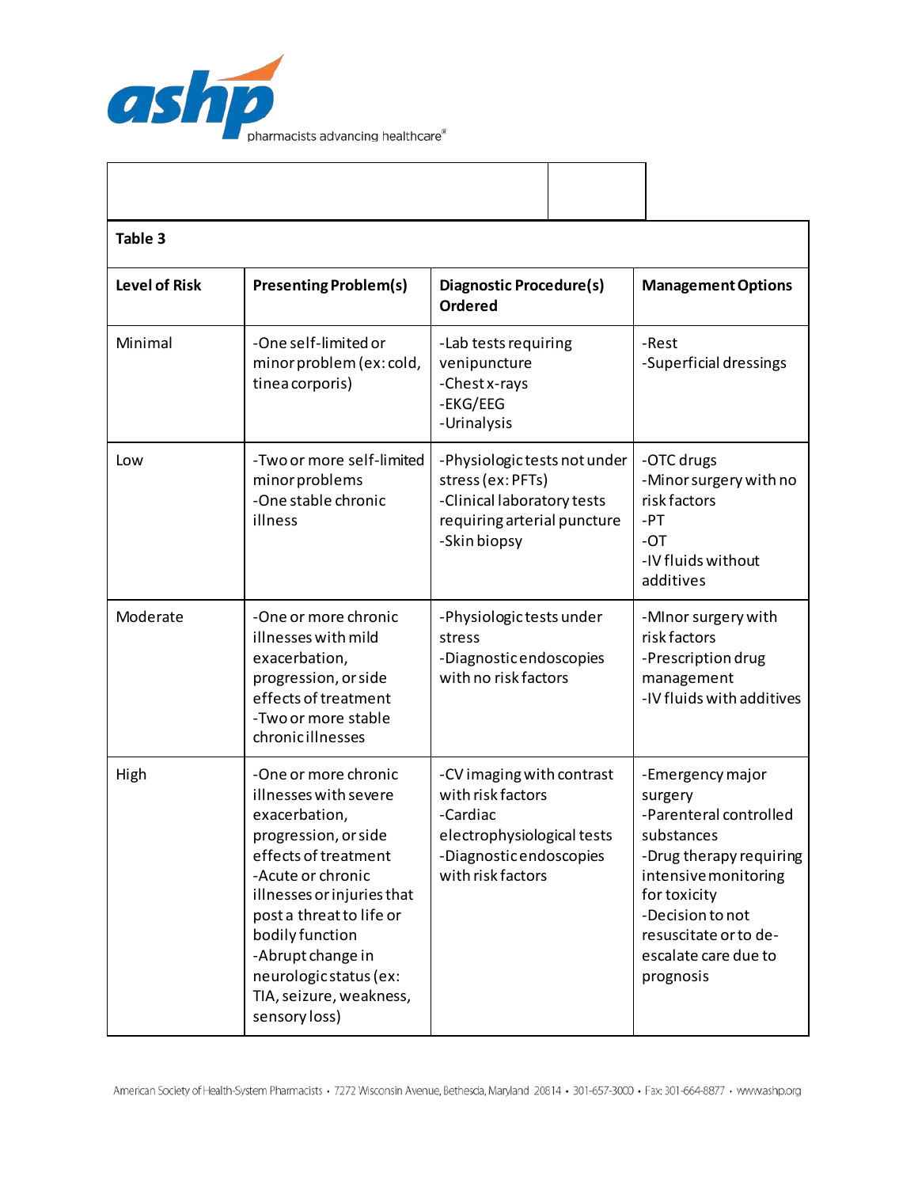**Table 3**

| Level of Risk | Presenting Problem(s) | Diagnostic Procedure(s) Ordered | Management Options |
|---|---|---|---|
| Minimal | -One self-limited or minor problem (ex: cold, tinea corporis) | -Lab tests requiring venipuncture<br>-Chest x-rays<br>-EKG/EEG<br>-Urinalysis | -Rest<br>-Superficial dressings |
| Low | -Two or more self-limited minor problems<br>-One stable chronic illness | -Physiologic tests not under stress (ex: PFTs)<br>-Clinical laboratory tests requiring arterial puncture<br>-Skin biopsy | -OTC drugs<br>-Minor surgery with no risk factors<br>-PT<br>-OT<br>-IV fluids without additives |
| Moderate | -One or more chronic illnesses with mild exacerbation, progression, or side effects of treatment<br>-Two or more stable chronic illnesses | -Physiologic tests under stress<br>-Diagnostic endoscopies with no risk factors | -MInor surgery with risk factors<br>-Prescription drug management<br>-IV fluids with additives |
| High | -One or more chronic illnesses with severe exacerbation, progression, or side effects of treatment<br>-Acute or chronic illnesses or injuries that post a threat to life or bodily function<br>-Abrupt change in neurologic status (ex: TIA, seizure, weakness, sensory loss) | -CV imaging with contrast with risk factors<br>-Cardiac electrophysiological tests<br>-Diagnostic endoscopies with risk factors | -Emergency major surgery<br>-Parenteral controlled substances<br>-Drug therapy requiring intensive monitoring for toxicity<br>-Decision to not resuscitate or to de-escalate care due to prognosis |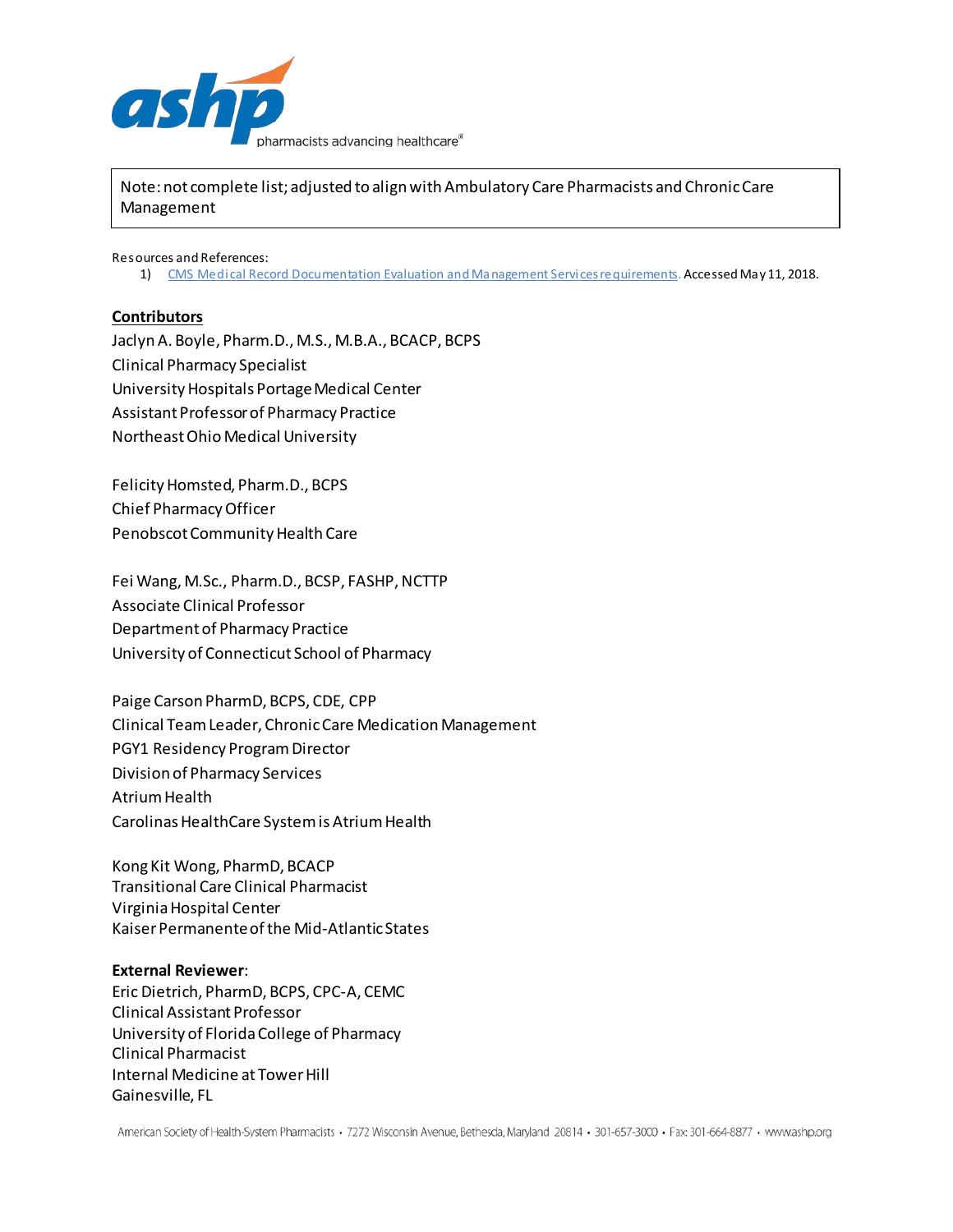Note: not complete list; adjusted to align with Ambulatory Care Pharmacists and Chronic Care Management

Resources and References:

1) CMS Medical Record Documentation Evaluation and Management Services requirements. Accessed May 11, 2018.

**Contributors**

Jaclyn A. Boyle, Pharm.D., M.S., M.B.A., BCACP, BCPS
Clinical Pharmacy Specialist
University Hospitals Portage Medical Center
Assistant Professor of Pharmacy Practice
Northeast Ohio Medical University

Felicity Homsted, Pharm.D., BCPS
Chief Pharmacy Officer
Penobscot Community Health Care

Fei Wang, M.Sc., Pharm.D., BCSP, FASHP, NCTTP
Associate Clinical Professor
Department of Pharmacy Practice
University of Connecticut School of Pharmacy

Paige Carson PharmD, BCPS, CDE, CPP
Clinical Team Leader, Chronic Care Medication Management
PGY1 Residency Program Director
Division of Pharmacy Services
Atrium Health
Carolinas HealthCare System is Atrium Health

Kong Kit Wong, PharmD, BCACP
Transitional Care Clinical Pharmacist
Virginia Hospital Center
Kaiser Permanente of the Mid-Atlantic States

**External Reviewer**:
Eric Dietrich, PharmD, BCPS, CPC-A, CEMC
Clinical Assistant Professor
University of Florida College of Pharmacy
Clinical Pharmacist
Internal Medicine at Tower Hill
Gainesville, FL